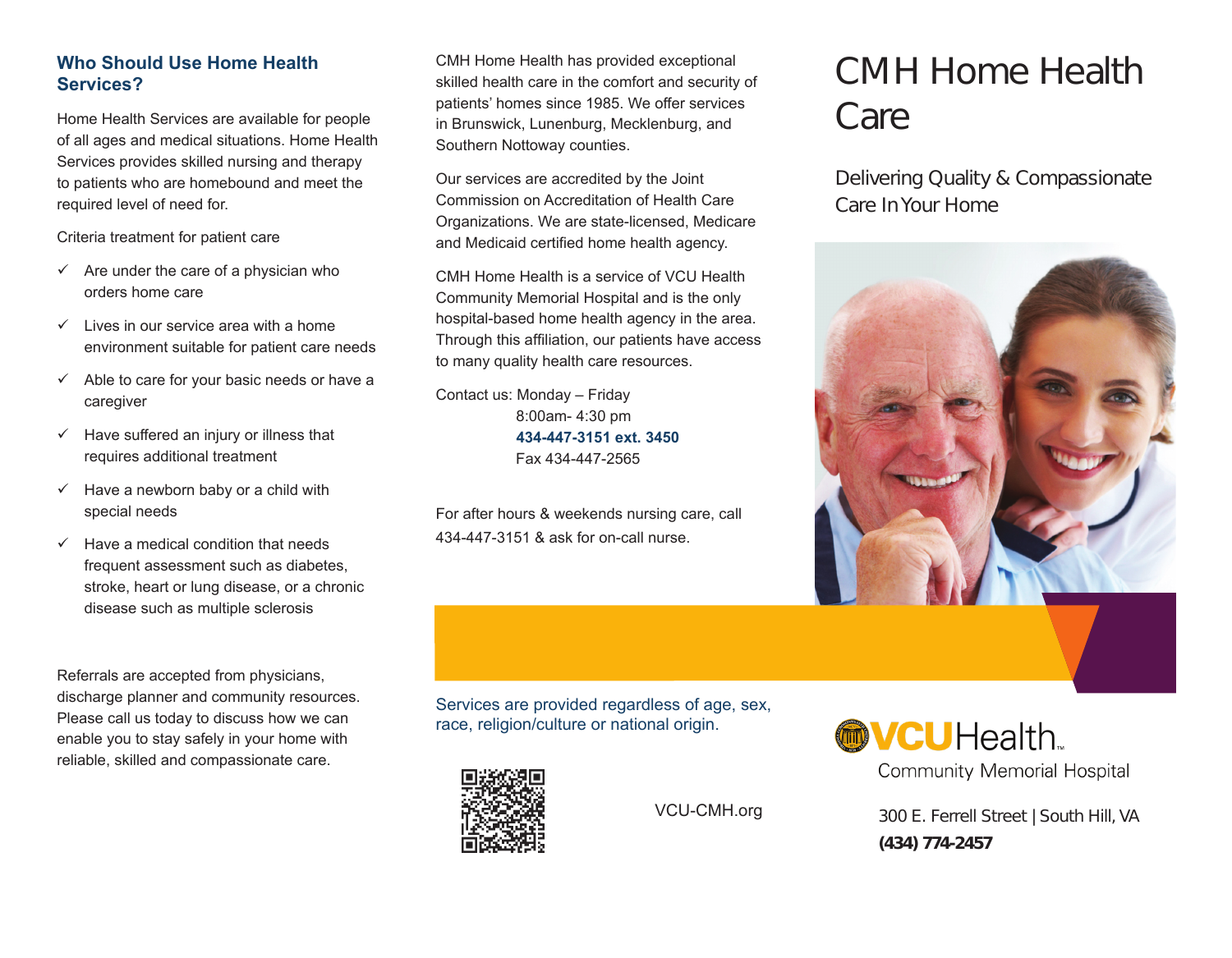## Who Should Use Home Health Services?

Home Health Services are available for people of all ages and medical situations. Home Health Services provides skilled nursing and therapy to patients who are homebound and meet the required level of need for.

Criteria treatment for patient care

- ✓ Are under the care of a physician who orders home care
- ✓ Lives in our service area with a home environment suitable for patient care needs
- ✓ Able to care for your basic needs or have a caregiver
- ✓ Have suffered an injury or illness that requires additional treatment
- ✓ Have a newborn baby or a child with special needs
- ✓ Have a medical condition that needs frequent assessment such as diabetes, stroke, heart or lung disease, or a chronic disease such as multiple sclerosis

Referrals are accepted from physicians, discharge planner and community resources. Please call us today to discuss how we can enable you to stay safely in your home with reliable, skilled and compassionate care.

CMH Home Health has provided exceptional skilled health care in the comfort and security of patients' homes since 1985. We offer services in Brunswick, Lunenburg, Mecklenburg, and Southern Nottoway counties.

Our services are accredited by the Joint Commission on Accreditation of Health Care Organizations. We are state-licensed, Medicare and Medicaid certified home health agency.

CMH Home Health is a service of VCU Health Community Memorial Hospital and is the only hospital-based home health agency in the area. Through this affiliation, our patients have access to many quality health care resources.

Contact us: Monday – Friday
8:00am- 4:30 pm
**434-447-3151 ext. 3450**
Fax 434-447-2565

For after hours & weekends nursing care, call 434-447-3151 & ask for on-call nurse.

Services are provided regardless of age, sex, race, religion/culture or national origin.

VCU-CMH.org

# CMH Home Health Care

Delivering Quality & Compassionate Care In Your Home

VCU Health™
Community Memorial Hospital

300 E. Ferrell Street | South Hill, VA
**(434) 774-2457**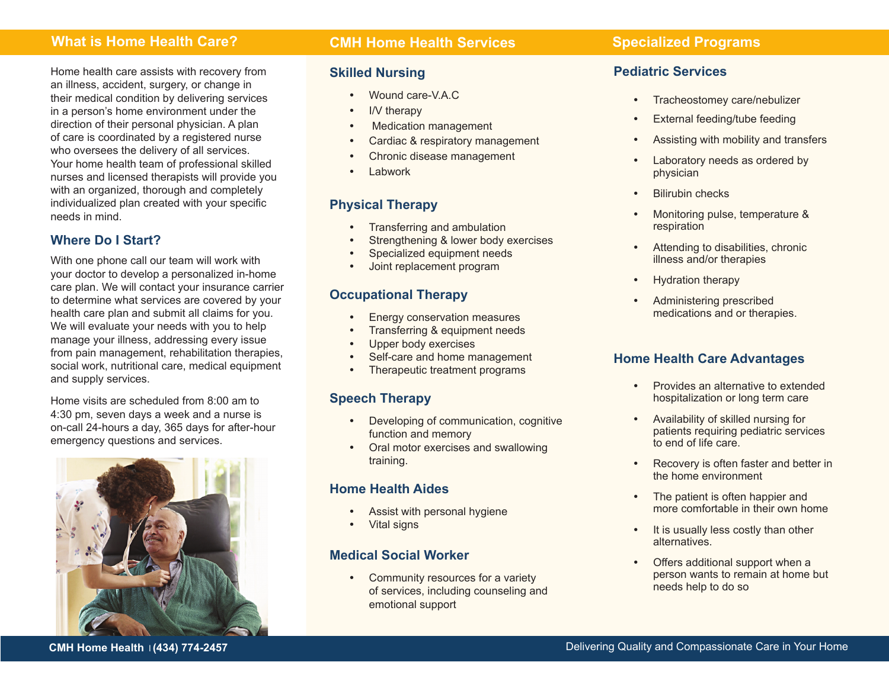## What is Home Health Care?

Home health care assists with recovery from an illness, accident, surgery, or change in their medical condition by delivering services in a person's home environment under the direction of their personal physician. A plan of care is coordinated by a registered nurse who oversees the delivery of all services. Your home health team of professional skilled nurses and licensed therapists will provide you with an organized, thorough and completely individualized plan created with your specific needs in mind.

### Where Do I Start?

With one phone call our team will work with your doctor to develop a personalized in-home care plan. We will contact your insurance carrier to determine what services are covered by your health care plan and submit all claims for you. We will evaluate your needs with you to help manage your illness, addressing every issue from pain management, rehabilitation therapies, social work, nutritional care, medical equipment and supply services.

Home visits are scheduled from 8:00 am to 4:30 pm, seven days a week and a nurse is on-call 24-hours a day, 365 days for after-hour emergency questions and services.

## CMH Home Health Services

### Skilled Nursing

- Wound care-V.A.C
- I/V therapy
- Medication management
- Cardiac & respiratory management
- Chronic disease management
- Labwork

### Physical Therapy

- Transferring and ambulation
- Strengthening & lower body exercises
- Specialized equipment needs
- Joint replacement program

### Occupational Therapy

- Energy conservation measures
- Transferring & equipment needs
- Upper body exercises
- Self-care and home management
- Therapeutic treatment programs

### Speech Therapy

- Developing of communication, cognitive function and memory
- Oral motor exercises and swallowing training.

### Home Health Aides

- Assist with personal hygiene
- Vital signs

### Medical Social Worker

- Community resources for a variety of services, including counseling and emotional support

## Specialized Programs

### Pediatric Services

- Tracheostomey care/nebulizer
- External feeding/tube feeding
- Assisting with mobility and transfers
- Laboratory needs as ordered by physician
- Bilirubin checks
- Monitoring pulse, temperature & respiration
- Attending to disabilities, chronic illness and/or therapies
- Hydration therapy
- Administering prescribed medications and or therapies.

### Home Health Care Advantages

- Provides an alternative to extended hospitalization or long term care
- Availability of skilled nursing for patients requiring pediatric services to end of life care.
- Recovery is often faster and better in the home environment
- The patient is often happier and more comfortable in their own home
- It is usually less costly than other alternatives.
- Offers additional support when a person wants to remain at home but needs help to do so

**CMH Home Health | (434) 774-2457**

Delivering Quality and Compassionate Care in Your Home